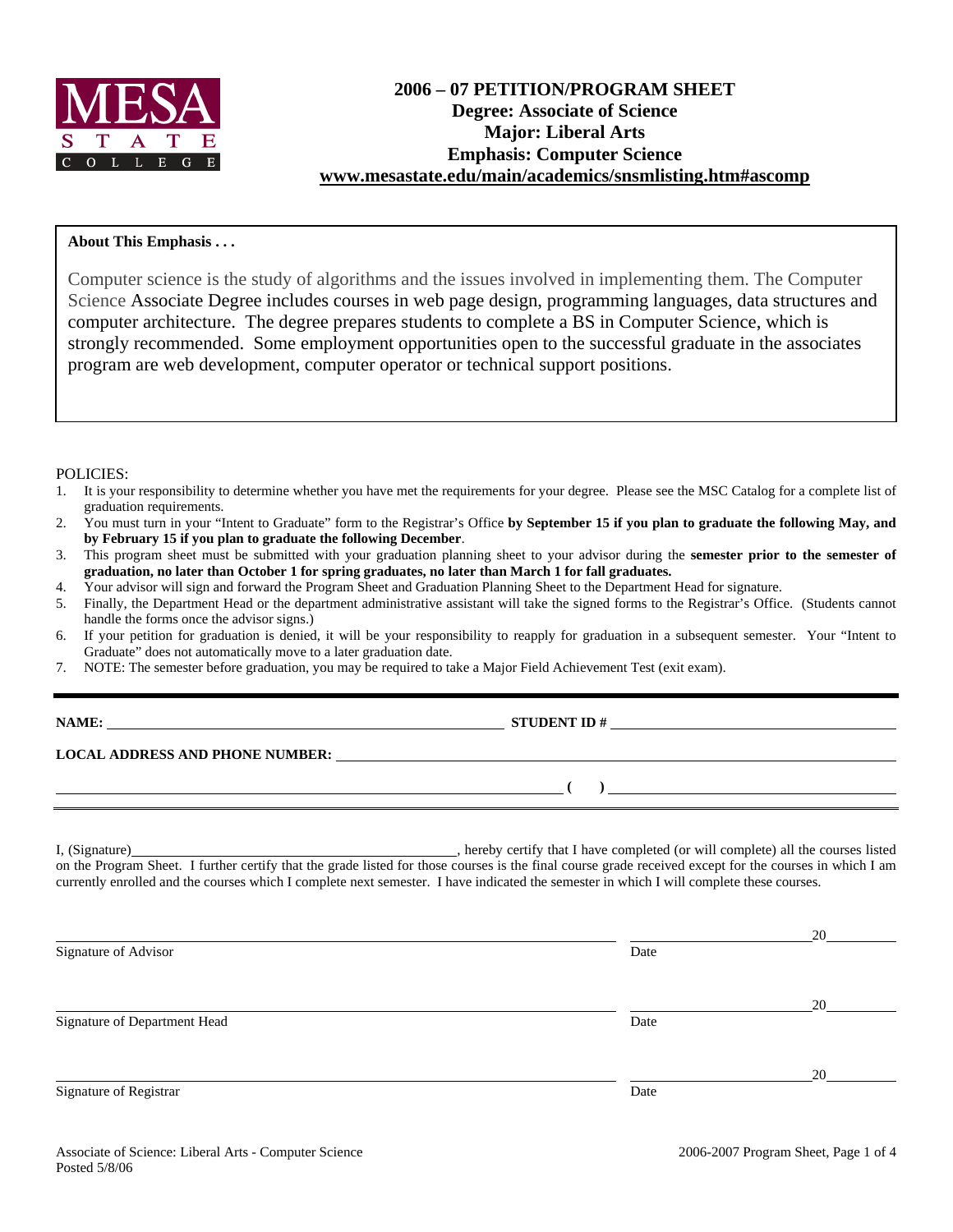MESA STATE COLLEGE

# 2006 – 07 PETITION/PROGRAM SHEET
## Degree: Associate of Science
## Major: Liberal Arts
## Emphasis: Computer Science
## www.mesastate.edu/main/academics/snsmlisting.htm#ascomp

**About This Emphasis . . .**

Computer science is the study of algorithms and the issues involved in implementing them. The Computer Science Associate Degree includes courses in web page design, programming languages, data structures and computer architecture. The degree prepares students to complete a BS in Computer Science, which is strongly recommended. Some employment opportunities open to the successful graduate in the associates program are web development, computer operator or technical support positions.

POLICIES:

1. It is your responsibility to determine whether you have met the requirements for your degree. Please see the MSC Catalog for a complete list of graduation requirements.
2. You must turn in your "Intent to Graduate" form to the Registrar's Office **by September 15 if you plan to graduate the following May, and by February 15 if you plan to graduate the following December**.
3. This program sheet must be submitted with your graduation planning sheet to your advisor during the **semester prior to the semester of graduation, no later than October 1 for spring graduates, no later than March 1 for fall graduates.**
4. Your advisor will sign and forward the Program Sheet and Graduation Planning Sheet to the Department Head for signature.
5. Finally, the Department Head or the department administrative assistant will take the signed forms to the Registrar's Office. (Students cannot handle the forms once the advisor signs.)
6. If your petition for graduation is denied, it will be your responsibility to reapply for graduation in a subsequent semester. Your "Intent to Graduate" does not automatically move to a later graduation date.
7. NOTE: The semester before graduation, you may be required to take a Major Field Achievement Test (exit exam).

**NAME:** ______________________ **STUDENT ID #** ______________________

**LOCAL ADDRESS AND PHONE NUMBER:** ______________________

______________________ **( )** ______________________

I, (Signature)______________________, hereby certify that I have completed (or will complete) all the courses listed on the Program Sheet. I further certify that the grade listed for those courses is the final course grade received except for the courses in which I am currently enrolled and the courses which I complete next semester. I have indicated the semester in which I will complete these courses.

______________________ ______________20______
Signature of Advisor Date

______________________ ______________20______
Signature of Department Head Date

______________________ ______________20______
Signature of Registrar Date

Associate of Science: Liberal Arts - Computer Science
Posted 5/8/06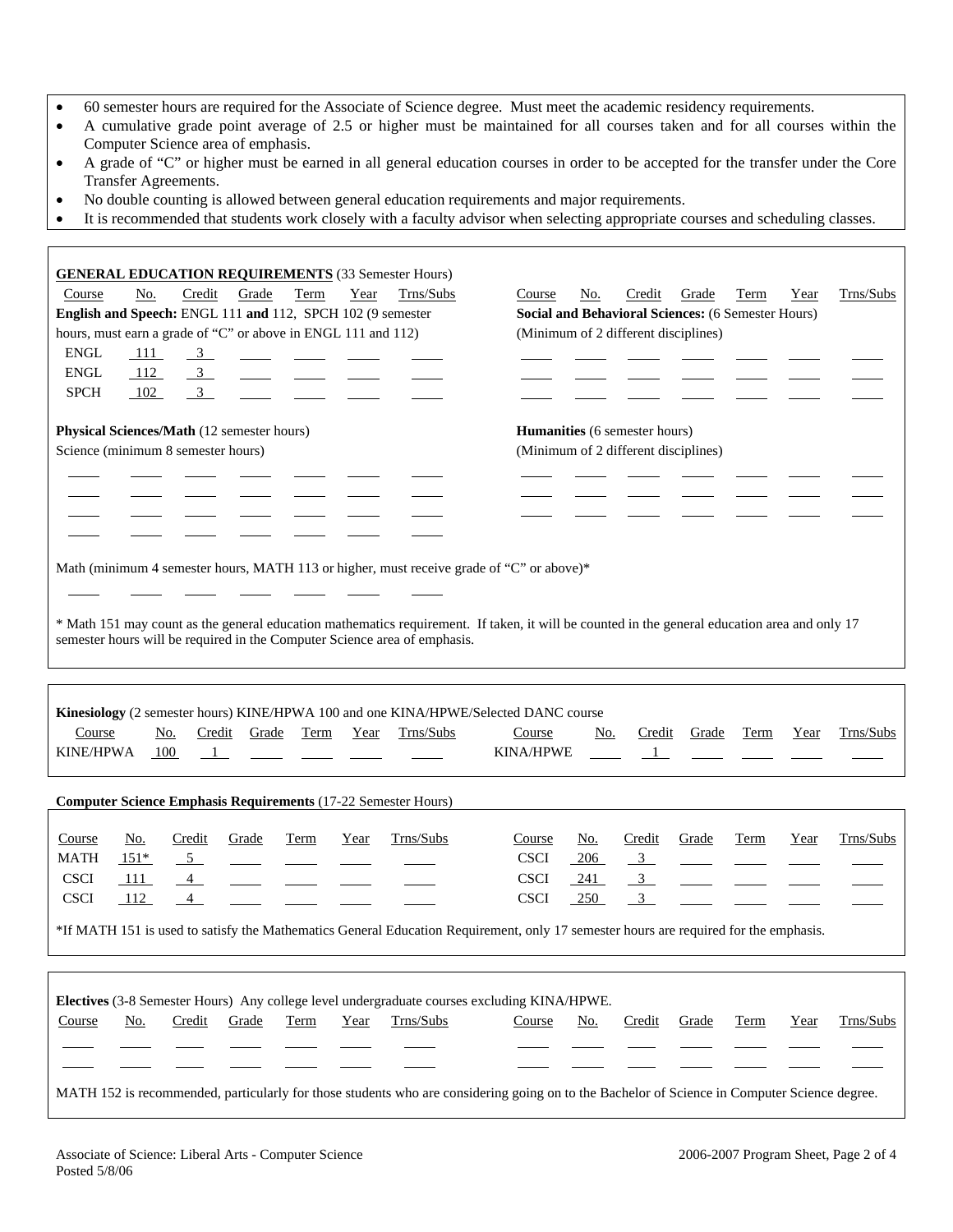- 60 semester hours are required for the Associate of Science degree. Must meet the academic residency requirements.
- A cumulative grade point average of 2.5 or higher must be maintained for all courses taken and for all courses within the Computer Science area of emphasis.
- A grade of "C" or higher must be earned in all general education courses in order to be accepted for the transfer under the Core Transfer Agreements.
- No double counting is allowed between general education requirements and major requirements.
- It is recommended that students work closely with a faculty advisor when selecting appropriate courses and scheduling classes.

## GENERAL EDUCATION REQUIREMENTS (33 Semester Hours)

**English and Speech:** ENGL 111 **and** 112, SPCH 102 (9 semester hours, must earn a grade of "C" or above in ENGL 111 and 112)

| Course | No. | Credit | Grade | Term | Year | Trns/Subs |
|---|---|---|---|---|---|---|
| ENGL | 111 | 3 | | | | |
| ENGL | 112 | 3 | | | | |
| SPCH | 102 | 3 | | | | |

**Social and Behavioral Sciences:** (6 Semester Hours) (Minimum of 2 different disciplines)

| Course | No. | Credit | Grade | Term | Year | Trns/Subs |
|---|---|---|---|---|---|---|
| | | | | | | |
| | | | | | | |
| | | | | | | |

**Physical Sciences/Math** (12 semester hours)

Science (minimum 8 semester hours)

| Course | No. | Credit | Grade | Term | Year | Trns/Subs |
|---|---|---|---|---|---|---|
| | | | | | | |
| | | | | | | |
| | | | | | | |
| | | | | | | |

**Humanities** (6 semester hours) (Minimum of 2 different disciplines)

| Course | No. | Credit | Grade | Term | Year | Trns/Subs |
|---|---|---|---|---|---|---|
| | | | | | | |
| | | | | | | |
| | | | | | | |

Math (minimum 4 semester hours, MATH 113 or higher, must receive grade of "C" or above)*

| Course | No. | Credit | Grade | Term | Year | Trns/Subs |
|---|---|---|---|---|---|---|
| | | | | | | |

* Math 151 may count as the general education mathematics requirement. If taken, it will be counted in the general education area and only 17 semester hours will be required in the Computer Science area of emphasis.

## Kinesiology

**Kinesiology** (2 semester hours) KINE/HPWA 100 and one KINA/HPWE/Selected DANC course

| Course | No. | Credit | Grade | Term | Year | Trns/Subs |
|---|---|---|---|---|---|---|
| KINE/HPWA | 100 | 1 | | | | |
| KINA/HPWE | | 1 | | | | |

## Computer Science Emphasis Requirements (17-22 Semester Hours)

| Course | No. | Credit | Grade | Term | Year | Trns/Subs |
|---|---|---|---|---|---|---|
| MATH | 151* | 5 | | | | |
| CSCI | 111 | 4 | | | | |
| CSCI | 112 | 4 | | | | |
| CSCI | 206 | 3 | | | | |
| CSCI | 241 | 3 | | | | |
| CSCI | 250 | 3 | | | | |

*If MATH 151 is used to satisfy the Mathematics General Education Requirement, only 17 semester hours are required for the emphasis.

## Electives (3-8 Semester Hours)

**Electives** (3-8 Semester Hours) Any college level undergraduate courses excluding KINA/HPWE.

| Course | No. | Credit | Grade | Term | Year | Trns/Subs |
|---|---|---|---|---|---|---|
| | | | | | | |
| | | | | | | |
| | | | | | | |
| | | | | | | |

MATH 152 is recommended, particularly for those students who are considering going on to the Bachelor of Science in Computer Science degree.

Associate of Science: Liberal Arts - Computer Science
Posted 5/8/06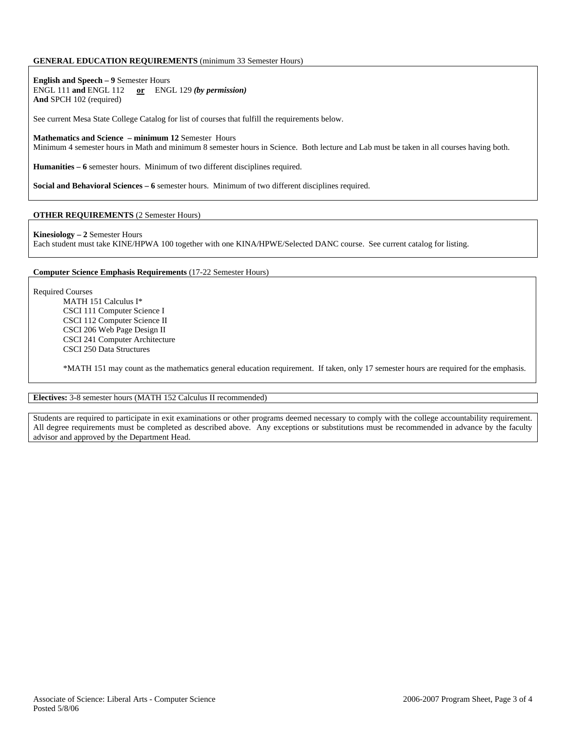**GENERAL EDUCATION REQUIREMENTS** (minimum 33 Semester Hours)

**English and Speech – 9** Semester Hours
ENGL 111 **and** ENGL 112 **or** ENGL 129 ***(by permission)***
**And** SPCH 102 (required)

See current Mesa State College Catalog for list of courses that fulfill the requirements below.

**Mathematics and Science – minimum 12** Semester Hours
Minimum 4 semester hours in Math and minimum 8 semester hours in Science. Both lecture and Lab must be taken in all courses having both.

**Humanities – 6** semester hours. Minimum of two different disciplines required.

**Social and Behavioral Sciences – 6** semester hours. Minimum of two different disciplines required.

**OTHER REQUIREMENTS** (2 Semester Hours)

**Kinesiology – 2** Semester Hours
Each student must take KINE/HPWA 100 together with one KINA/HPWE/Selected DANC course. See current catalog for listing.

**Computer Science Emphasis Requirements** (17-22 Semester Hours)

Required Courses

- MATH 151 Calculus I*
- CSCI 111 Computer Science I
- CSCI 112 Computer Science II
- CSCI 206 Web Page Design II
- CSCI 241 Computer Architecture
- CSCI 250 Data Structures

*MATH 151 may count as the mathematics general education requirement. If taken, only 17 semester hours are required for the emphasis.

**Electives:** 3-8 semester hours (MATH 152 Calculus II recommended)

Students are required to participate in exit examinations or other programs deemed necessary to comply with the college accountability requirement. All degree requirements must be completed as described above. Any exceptions or substitutions must be recommended in advance by the faculty advisor and approved by the Department Head.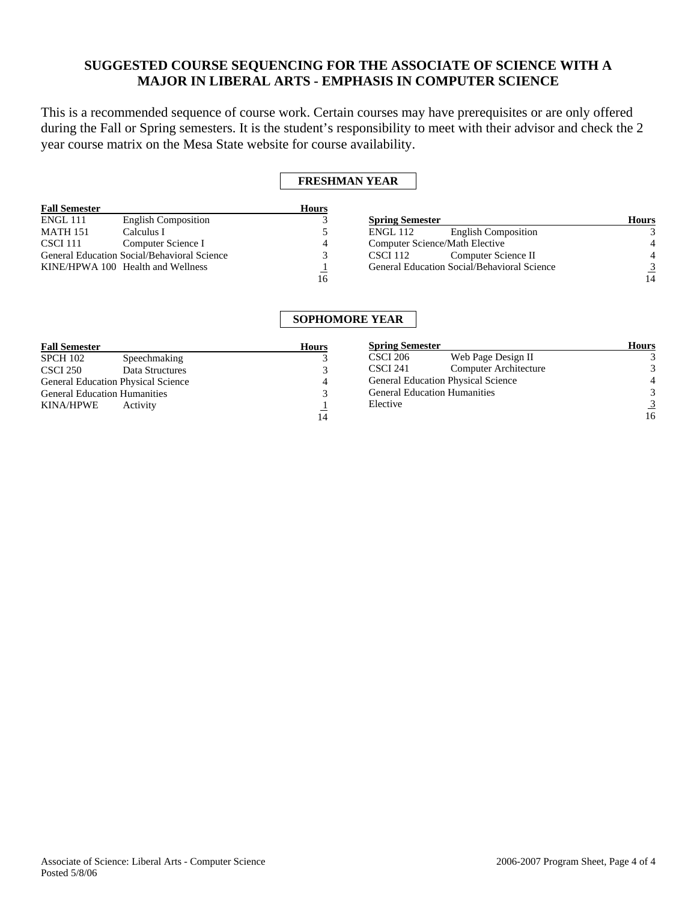# SUGGESTED COURSE SEQUENCING FOR THE ASSOCIATE OF SCIENCE WITH A MAJOR IN LIBERAL ARTS - EMPHASIS IN COMPUTER SCIENCE

This is a recommended sequence of course work. Certain courses may have prerequisites or are only offered during the Fall or Spring semesters. It is the student's responsibility to meet with their advisor and check the 2 year course matrix on the Mesa State website for course availability.

## FRESHMAN YEAR

| Fall Semester | | Hours |
|---|---|---|
| ENGL 111 | English Composition | 3 |
| MATH 151 | Calculus I | 5 |
| CSCI 111 | Computer Science I | 4 |
| General Education Social/Behavioral Science | | 3 |
| KINE/HPWA 100 | Health and Wellness | 1 |
| | | 16 |

| Spring Semester | | Hours |
|---|---|---|
| ENGL 112 | English Composition | 3 |
| Computer Science/Math Elective | | 4 |
| CSCI 112 | Computer Science II | 4 |
| General Education Social/Behavioral Science | | 3 |
| | | 14 |

## SOPHOMORE YEAR

| Fall Semester | | Hours |
|---|---|---|
| SPCH 102 | Speechmaking | 3 |
| CSCI 250 | Data Structures | 3 |
| General Education Physical Science | | 4 |
| General Education Humanities | | 3 |
| KINA/HPWE | Activity | 1 |
| | | 14 |

| Spring Semester | | Hours |
|---|---|---|
| CSCI 206 | Web Page Design II | 3 |
| CSCI 241 | Computer Architecture | 3 |
| General Education Physical Science | | 4 |
| General Education Humanities | | 3 |
| Elective | | 3 |
| | | 16 |